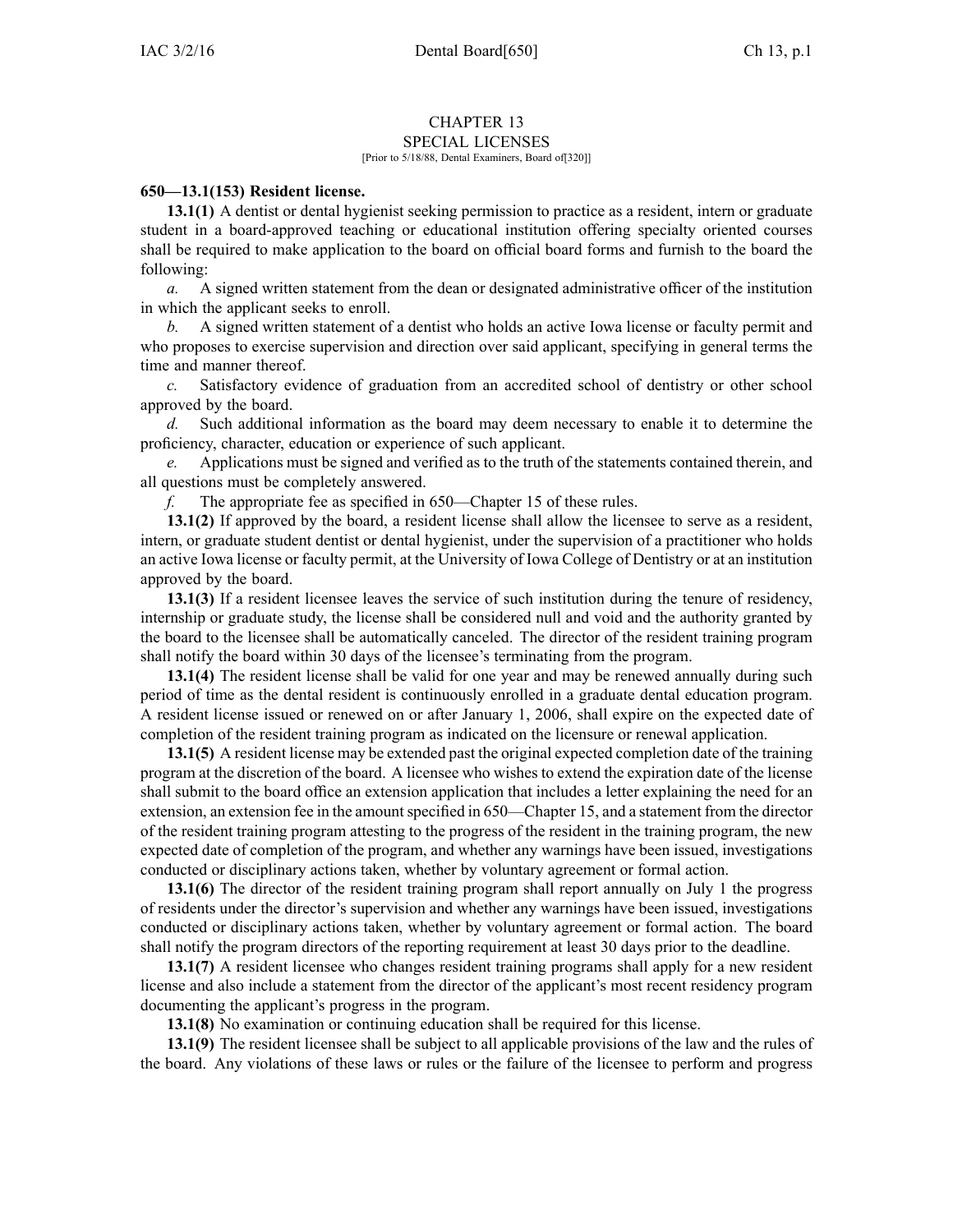# CHAPTER 13
## SPECIAL LICENSES
[Prior to 5/18/88, Dental Examiners, Board of[320]]

**650—13.1(153) Resident license.**

**13.1(1)** A dentist or dental hygienist seeking permission to practice as a resident, intern or graduate student in a board-approved teaching or educational institution offering specialty oriented courses shall be required to make application to the board on official board forms and furnish to the board the following:

*a.* A signed written statement from the dean or designated administrative officer of the institution in which the applicant seeks to enroll.

*b.* A signed written statement of a dentist who holds an active Iowa license or faculty permit and who proposes to exercise supervision and direction over said applicant, specifying in general terms the time and manner thereof.

*c.* Satisfactory evidence of graduation from an accredited school of dentistry or other school approved by the board.

*d.* Such additional information as the board may deem necessary to enable it to determine the proficiency, character, education or experience of such applicant.

*e.* Applications must be signed and verified as to the truth of the statements contained therein, and all questions must be completely answered.

*f.* The appropriate fee as specified in 650—Chapter 15 of these rules.

**13.1(2)** If approved by the board, a resident license shall allow the licensee to serve as a resident, intern, or graduate student dentist or dental hygienist, under the supervision of a practitioner who holds an active Iowa license or faculty permit, at the University of Iowa College of Dentistry or at an institution approved by the board.

**13.1(3)** If a resident licensee leaves the service of such institution during the tenure of residency, internship or graduate study, the license shall be considered null and void and the authority granted by the board to the licensee shall be automatically canceled. The director of the resident training program shall notify the board within 30 days of the licensee's terminating from the program.

**13.1(4)** The resident license shall be valid for one year and may be renewed annually during such period of time as the dental resident is continuously enrolled in a graduate dental education program. A resident license issued or renewed on or after January 1, 2006, shall expire on the expected date of completion of the resident training program as indicated on the licensure or renewal application.

**13.1(5)** A resident license may be extended past the original expected completion date of the training program at the discretion of the board. A licensee who wishes to extend the expiration date of the license shall submit to the board office an extension application that includes a letter explaining the need for an extension, an extension fee in the amount specified in 650—Chapter 15, and a statement from the director of the resident training program attesting to the progress of the resident in the training program, the new expected date of completion of the program, and whether any warnings have been issued, investigations conducted or disciplinary actions taken, whether by voluntary agreement or formal action.

**13.1(6)** The director of the resident training program shall report annually on July 1 the progress of residents under the director's supervision and whether any warnings have been issued, investigations conducted or disciplinary actions taken, whether by voluntary agreement or formal action. The board shall notify the program directors of the reporting requirement at least 30 days prior to the deadline.

**13.1(7)** A resident licensee who changes resident training programs shall apply for a new resident license and also include a statement from the director of the applicant's most recent residency program documenting the applicant's progress in the program.

**13.1(8)** No examination or continuing education shall be required for this license.

**13.1(9)** The resident licensee shall be subject to all applicable provisions of the law and the rules of the board. Any violations of these laws or rules or the failure of the licensee to perform and progress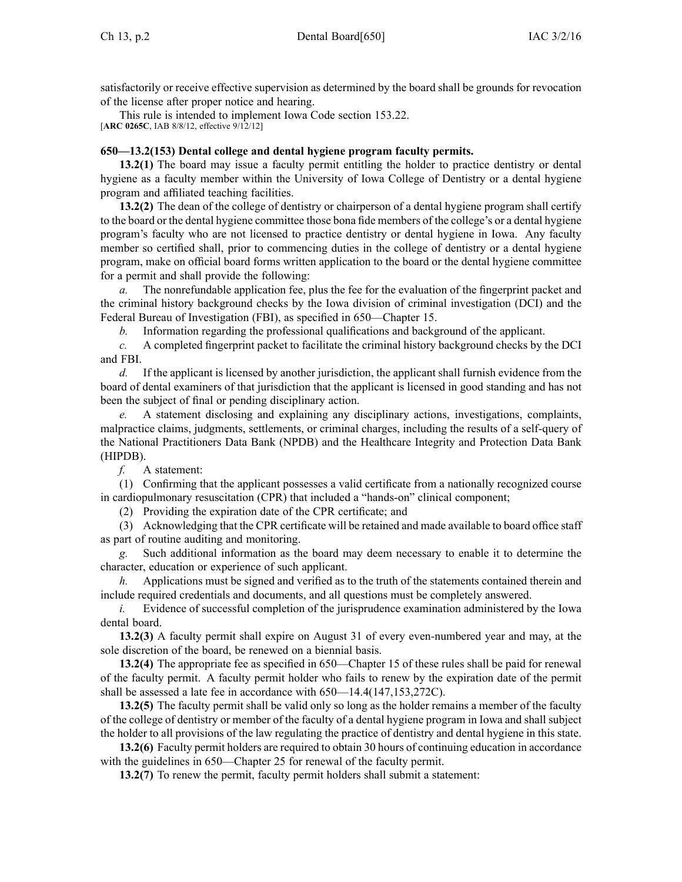satisfactorily or receive effective supervision as determined by the board shall be grounds for revocation of the license after proper notice and hearing.

This rule is intended to implement Iowa Code section 153.22.

[**ARC 0265C**, IAB 8/8/12, effective 9/12/12]

**650—13.2(153) Dental college and dental hygiene program faculty permits.**

**13.2(1)** The board may issue a faculty permit entitling the holder to practice dentistry or dental hygiene as a faculty member within the University of Iowa College of Dentistry or a dental hygiene program and affiliated teaching facilities.

**13.2(2)** The dean of the college of dentistry or chairperson of a dental hygiene program shall certify to the board or the dental hygiene committee those bona fide members of the college's or a dental hygiene program's faculty who are not licensed to practice dentistry or dental hygiene in Iowa. Any faculty member so certified shall, prior to commencing duties in the college of dentistry or a dental hygiene program, make on official board forms written application to the board or the dental hygiene committee for a permit and shall provide the following:

*a.* The nonrefundable application fee, plus the fee for the evaluation of the fingerprint packet and the criminal history background checks by the Iowa division of criminal investigation (DCI) and the Federal Bureau of Investigation (FBI), as specified in 650—Chapter 15.

*b.* Information regarding the professional qualifications and background of the applicant.

*c.* A completed fingerprint packet to facilitate the criminal history background checks by the DCI and FBI.

*d.* If the applicant is licensed by another jurisdiction, the applicant shall furnish evidence from the board of dental examiners of that jurisdiction that the applicant is licensed in good standing and has not been the subject of final or pending disciplinary action.

*e.* A statement disclosing and explaining any disciplinary actions, investigations, complaints, malpractice claims, judgments, settlements, or criminal charges, including the results of a self-query of the National Practitioners Data Bank (NPDB) and the Healthcare Integrity and Protection Data Bank (HIPDB).

*f.* A statement:

(1) Confirming that the applicant possesses a valid certificate from a nationally recognized course in cardiopulmonary resuscitation (CPR) that included a "hands-on" clinical component;

(2) Providing the expiration date of the CPR certificate; and

(3) Acknowledging that the CPR certificate will be retained and made available to board office staff as part of routine auditing and monitoring.

*g.* Such additional information as the board may deem necessary to enable it to determine the character, education or experience of such applicant.

*h.* Applications must be signed and verified as to the truth of the statements contained therein and include required credentials and documents, and all questions must be completely answered.

*i.* Evidence of successful completion of the jurisprudence examination administered by the Iowa dental board.

**13.2(3)** A faculty permit shall expire on August 31 of every even-numbered year and may, at the sole discretion of the board, be renewed on a biennial basis.

**13.2(4)** The appropriate fee as specified in 650—Chapter 15 of these rules shall be paid for renewal of the faculty permit. A faculty permit holder who fails to renew by the expiration date of the permit shall be assessed a late fee in accordance with 650—14.4(147,153,272C).

**13.2(5)** The faculty permit shall be valid only so long as the holder remains a member of the faculty of the college of dentistry or member of the faculty of a dental hygiene program in Iowa and shall subject the holder to all provisions of the law regulating the practice of dentistry and dental hygiene in this state.

**13.2(6)** Faculty permit holders are required to obtain 30 hours of continuing education in accordance with the guidelines in 650—Chapter 25 for renewal of the faculty permit.

**13.2(7)** To renew the permit, faculty permit holders shall submit a statement: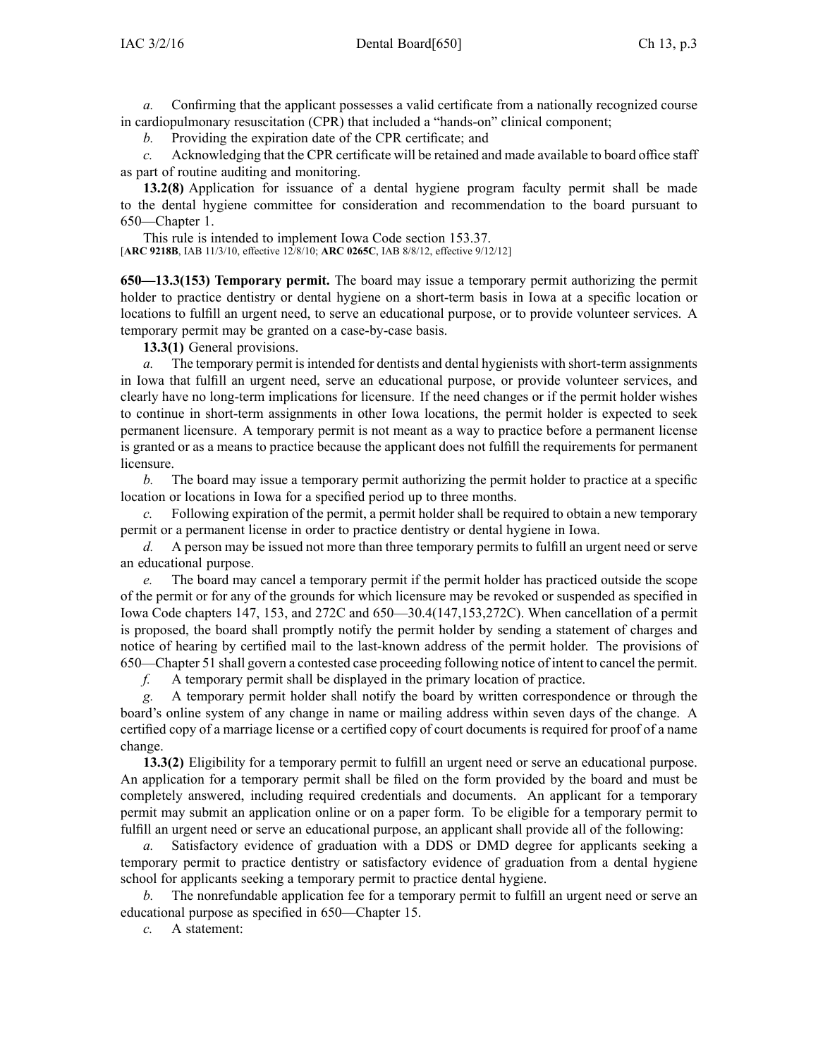*a.* Confirming that the applicant possesses a valid certificate from a nationally recognized course in cardiopulmonary resuscitation (CPR) that included a "hands-on" clinical component;

*b.* Providing the expiration date of the CPR certificate; and

*c.* Acknowledging that the CPR certificate will be retained and made available to board office staff as part of routine auditing and monitoring.

**13.2(8)** Application for issuance of a dental hygiene program faculty permit shall be made to the dental hygiene committee for consideration and recommendation to the board pursuant to 650—Chapter 1.

This rule is intended to implement Iowa Code section 153.37.
[**ARC 9218B**, IAB 11/3/10, effective 12/8/10; **ARC 0265C**, IAB 8/8/12, effective 9/12/12]

**650—13.3(153) Temporary permit.** The board may issue a temporary permit authorizing the permit holder to practice dentistry or dental hygiene on a short-term basis in Iowa at a specific location or locations to fulfill an urgent need, to serve an educational purpose, or to provide volunteer services. A temporary permit may be granted on a case-by-case basis.

**13.3(1)** General provisions.

*a.* The temporary permit is intended for dentists and dental hygienists with short-term assignments in Iowa that fulfill an urgent need, serve an educational purpose, or provide volunteer services, and clearly have no long-term implications for licensure. If the need changes or if the permit holder wishes to continue in short-term assignments in other Iowa locations, the permit holder is expected to seek permanent licensure. A temporary permit is not meant as a way to practice before a permanent license is granted or as a means to practice because the applicant does not fulfill the requirements for permanent licensure.

*b.* The board may issue a temporary permit authorizing the permit holder to practice at a specific location or locations in Iowa for a specified period up to three months.

*c.* Following expiration of the permit, a permit holder shall be required to obtain a new temporary permit or a permanent license in order to practice dentistry or dental hygiene in Iowa.

*d.* A person may be issued not more than three temporary permits to fulfill an urgent need or serve an educational purpose.

*e.* The board may cancel a temporary permit if the permit holder has practiced outside the scope of the permit or for any of the grounds for which licensure may be revoked or suspended as specified in Iowa Code chapters 147, 153, and 272C and 650—30.4(147,153,272C). When cancellation of a permit is proposed, the board shall promptly notify the permit holder by sending a statement of charges and notice of hearing by certified mail to the last-known address of the permit holder. The provisions of 650—Chapter 51 shall govern a contested case proceeding following notice of intent to cancel the permit.

*f.* A temporary permit shall be displayed in the primary location of practice.

*g.* A temporary permit holder shall notify the board by written correspondence or through the board's online system of any change in name or mailing address within seven days of the change. A certified copy of a marriage license or a certified copy of court documents is required for proof of a name change.

**13.3(2)** Eligibility for a temporary permit to fulfill an urgent need or serve an educational purpose. An application for a temporary permit shall be filed on the form provided by the board and must be completely answered, including required credentials and documents. An applicant for a temporary permit may submit an application online or on a paper form. To be eligible for a temporary permit to fulfill an urgent need or serve an educational purpose, an applicant shall provide all of the following:

*a.* Satisfactory evidence of graduation with a DDS or DMD degree for applicants seeking a temporary permit to practice dentistry or satisfactory evidence of graduation from a dental hygiene school for applicants seeking a temporary permit to practice dental hygiene.

*b.* The nonrefundable application fee for a temporary permit to fulfill an urgent need or serve an educational purpose as specified in 650—Chapter 15.

*c.* A statement: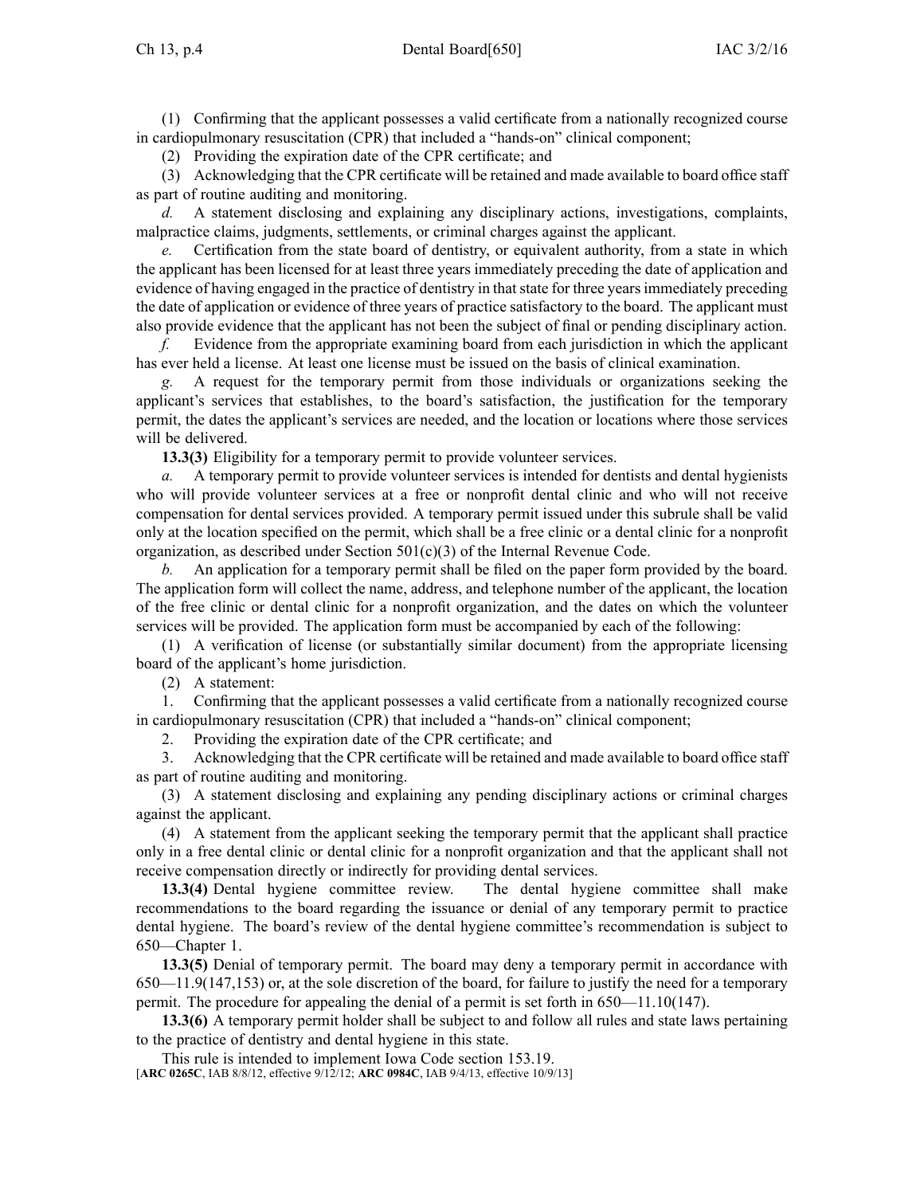(1) Confirming that the applicant possesses a valid certificate from a nationally recognized course in cardiopulmonary resuscitation (CPR) that included a "hands-on" clinical component;

(2) Providing the expiration date of the CPR certificate; and

(3) Acknowledging that the CPR certificate will be retained and made available to board office staff as part of routine auditing and monitoring.

*d.* A statement disclosing and explaining any disciplinary actions, investigations, complaints, malpractice claims, judgments, settlements, or criminal charges against the applicant.

*e.* Certification from the state board of dentistry, or equivalent authority, from a state in which the applicant has been licensed for at least three years immediately preceding the date of application and evidence of having engaged in the practice of dentistry in that state for three years immediately preceding the date of application or evidence of three years of practice satisfactory to the board. The applicant must also provide evidence that the applicant has not been the subject of final or pending disciplinary action.

*f.* Evidence from the appropriate examining board from each jurisdiction in which the applicant has ever held a license. At least one license must be issued on the basis of clinical examination.

*g.* A request for the temporary permit from those individuals or organizations seeking the applicant's services that establishes, to the board's satisfaction, the justification for the temporary permit, the dates the applicant's services are needed, and the location or locations where those services will be delivered.

**13.3(3)** Eligibility for a temporary permit to provide volunteer services.

*a.* A temporary permit to provide volunteer services is intended for dentists and dental hygienists who will provide volunteer services at a free or nonprofit dental clinic and who will not receive compensation for dental services provided. A temporary permit issued under this subrule shall be valid only at the location specified on the permit, which shall be a free clinic or a dental clinic for a nonprofit organization, as described under Section 501(c)(3) of the Internal Revenue Code.

*b.* An application for a temporary permit shall be filed on the paper form provided by the board. The application form will collect the name, address, and telephone number of the applicant, the location of the free clinic or dental clinic for a nonprofit organization, and the dates on which the volunteer services will be provided. The application form must be accompanied by each of the following:

(1) A verification of license (or substantially similar document) from the appropriate licensing board of the applicant's home jurisdiction.

(2) A statement:

1. Confirming that the applicant possesses a valid certificate from a nationally recognized course in cardiopulmonary resuscitation (CPR) that included a "hands-on" clinical component;

2. Providing the expiration date of the CPR certificate; and

3. Acknowledging that the CPR certificate will be retained and made available to board office staff as part of routine auditing and monitoring.

(3) A statement disclosing and explaining any pending disciplinary actions or criminal charges against the applicant.

(4) A statement from the applicant seeking the temporary permit that the applicant shall practice only in a free dental clinic or dental clinic for a nonprofit organization and that the applicant shall not receive compensation directly or indirectly for providing dental services.

**13.3(4)** Dental hygiene committee review. The dental hygiene committee shall make recommendations to the board regarding the issuance or denial of any temporary permit to practice dental hygiene. The board's review of the dental hygiene committee's recommendation is subject to 650—Chapter 1.

**13.3(5)** Denial of temporary permit. The board may deny a temporary permit in accordance with 650—11.9(147,153) or, at the sole discretion of the board, for failure to justify the need for a temporary permit. The procedure for appealing the denial of a permit is set forth in 650—11.10(147).

**13.3(6)** A temporary permit holder shall be subject to and follow all rules and state laws pertaining to the practice of dentistry and dental hygiene in this state.

This rule is intended to implement Iowa Code section 153.19.

[**ARC 0265C**, IAB 8/8/12, effective 9/12/12; **ARC 0984C**, IAB 9/4/13, effective 10/9/13]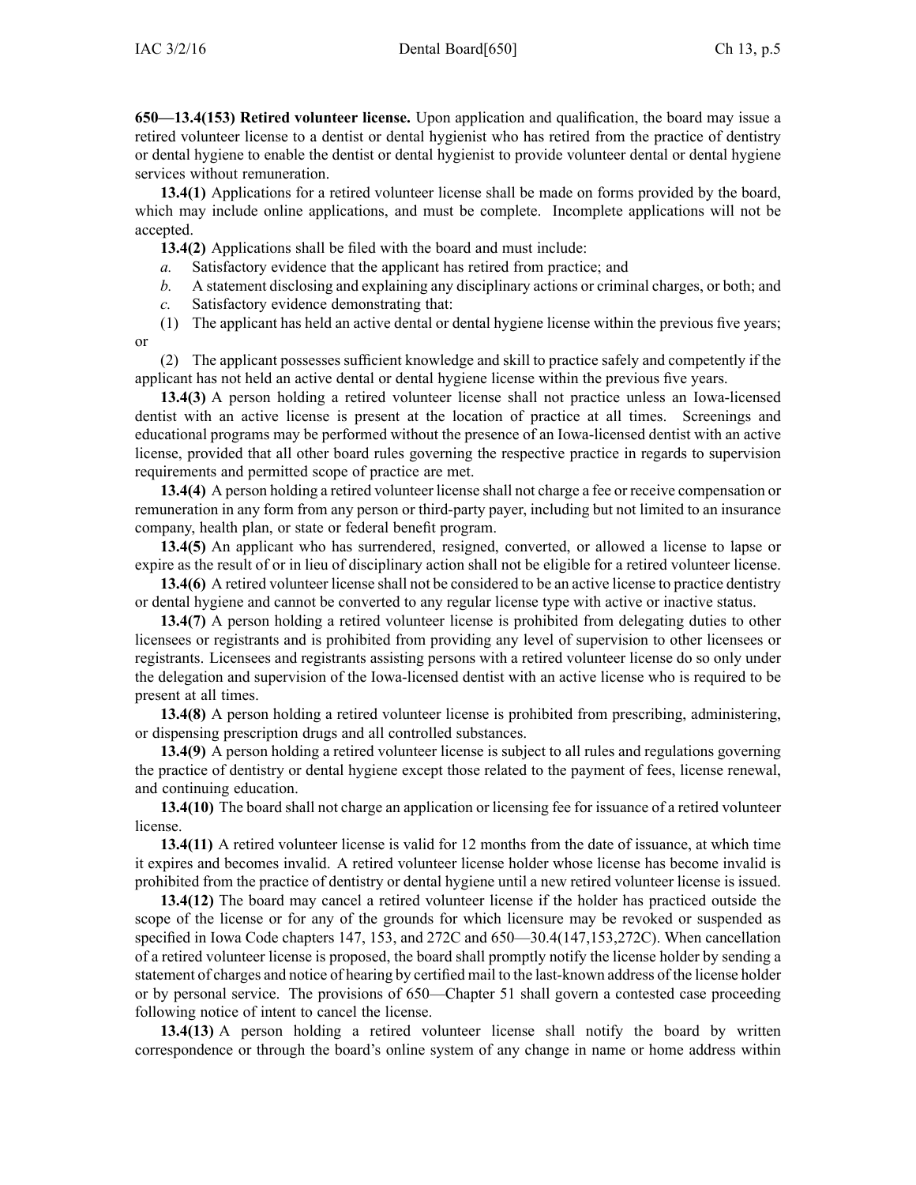**650—13.4(153) Retired volunteer license.** Upon application and qualification, the board may issue a retired volunteer license to a dentist or dental hygienist who has retired from the practice of dentistry or dental hygiene to enable the dentist or dental hygienist to provide volunteer dental or dental hygiene services without remuneration.

**13.4(1)** Applications for a retired volunteer license shall be made on forms provided by the board, which may include online applications, and must be complete. Incomplete applications will not be accepted.

**13.4(2)** Applications shall be filed with the board and must include:

*a.* Satisfactory evidence that the applicant has retired from practice; and

*b.* A statement disclosing and explaining any disciplinary actions or criminal charges, or both; and

*c.* Satisfactory evidence demonstrating that:

(1) The applicant has held an active dental or dental hygiene license within the previous five years; or

(2) The applicant possesses sufficient knowledge and skill to practice safely and competently if the applicant has not held an active dental or dental hygiene license within the previous five years.

**13.4(3)** A person holding a retired volunteer license shall not practice unless an Iowa-licensed dentist with an active license is present at the location of practice at all times. Screenings and educational programs may be performed without the presence of an Iowa-licensed dentist with an active license, provided that all other board rules governing the respective practice in regards to supervision requirements and permitted scope of practice are met.

**13.4(4)** A person holding a retired volunteer license shall not charge a fee or receive compensation or remuneration in any form from any person or third-party payer, including but not limited to an insurance company, health plan, or state or federal benefit program.

**13.4(5)** An applicant who has surrendered, resigned, converted, or allowed a license to lapse or expire as the result of or in lieu of disciplinary action shall not be eligible for a retired volunteer license.

**13.4(6)** A retired volunteer license shall not be considered to be an active license to practice dentistry or dental hygiene and cannot be converted to any regular license type with active or inactive status.

**13.4(7)** A person holding a retired volunteer license is prohibited from delegating duties to other licensees or registrants and is prohibited from providing any level of supervision to other licensees or registrants. Licensees and registrants assisting persons with a retired volunteer license do so only under the delegation and supervision of the Iowa-licensed dentist with an active license who is required to be present at all times.

**13.4(8)** A person holding a retired volunteer license is prohibited from prescribing, administering, or dispensing prescription drugs and all controlled substances.

**13.4(9)** A person holding a retired volunteer license is subject to all rules and regulations governing the practice of dentistry or dental hygiene except those related to the payment of fees, license renewal, and continuing education.

**13.4(10)** The board shall not charge an application or licensing fee for issuance of a retired volunteer license.

**13.4(11)** A retired volunteer license is valid for 12 months from the date of issuance, at which time it expires and becomes invalid. A retired volunteer license holder whose license has become invalid is prohibited from the practice of dentistry or dental hygiene until a new retired volunteer license is issued.

**13.4(12)** The board may cancel a retired volunteer license if the holder has practiced outside the scope of the license or for any of the grounds for which licensure may be revoked or suspended as specified in Iowa Code chapters 147, 153, and 272C and 650—30.4(147,153,272C). When cancellation of a retired volunteer license is proposed, the board shall promptly notify the license holder by sending a statement of charges and notice of hearing by certified mail to the last-known address of the license holder or by personal service. The provisions of 650—Chapter 51 shall govern a contested case proceeding following notice of intent to cancel the license.

**13.4(13)** A person holding a retired volunteer license shall notify the board by written correspondence or through the board's online system of any change in name or home address within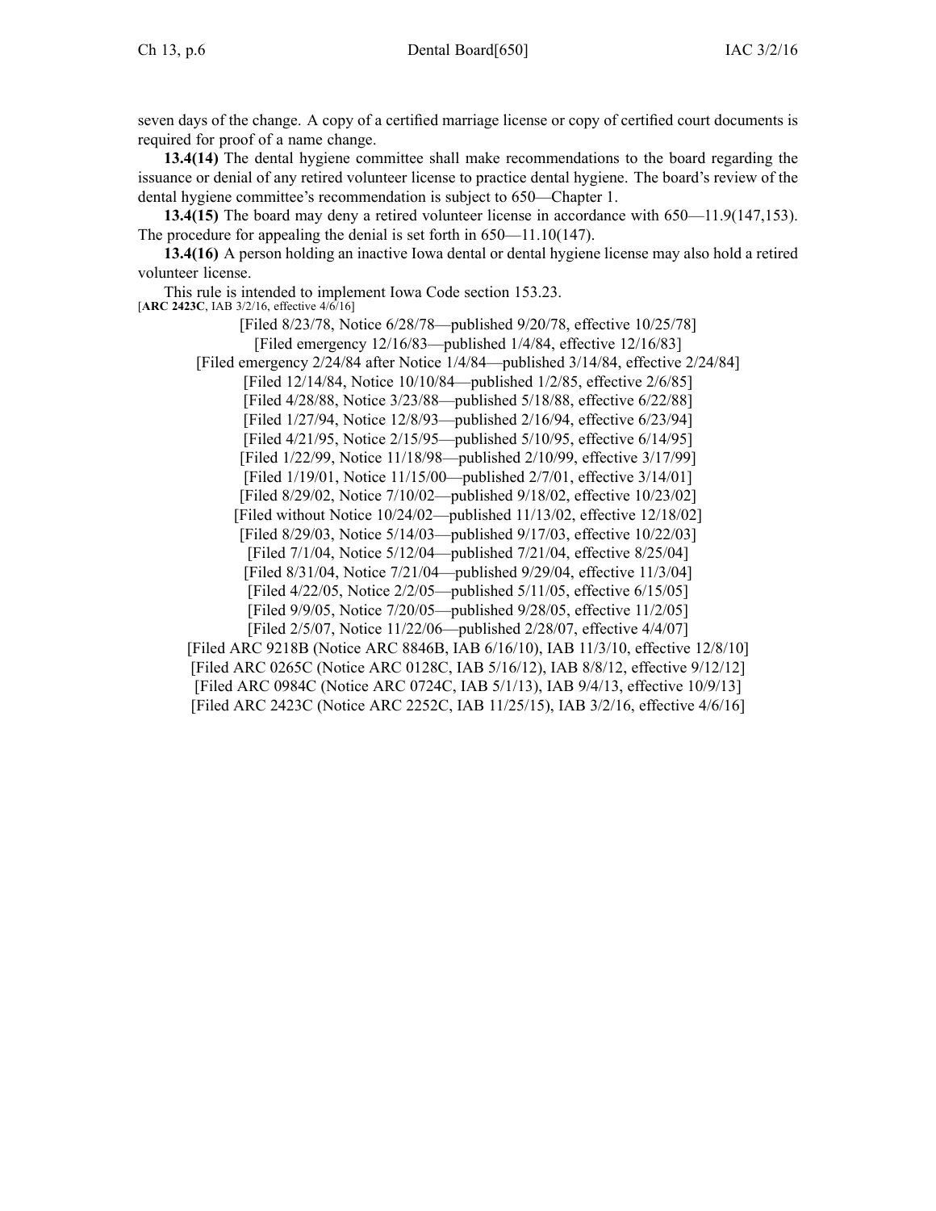seven days of the change. A copy of a certified marriage license or copy of certified court documents is required for proof of a name change.

**13.4(14)** The dental hygiene committee shall make recommendations to the board regarding the issuance or denial of any retired volunteer license to practice dental hygiene. The board's review of the dental hygiene committee's recommendation is subject to 650—Chapter 1.

**13.4(15)** The board may deny a retired volunteer license in accordance with 650—11.9(147,153). The procedure for appealing the denial is set forth in 650—11.10(147).

**13.4(16)** A person holding an inactive Iowa dental or dental hygiene license may also hold a retired volunteer license.

This rule is intended to implement Iowa Code section 153.23.

[**ARC 2423C**, IAB 3/2/16, effective 4/6/16]

[Filed 8/23/78, Notice 6/28/78—published 9/20/78, effective 10/25/78]
[Filed emergency 12/16/83—published 1/4/84, effective 12/16/83]
[Filed emergency 2/24/84 after Notice 1/4/84—published 3/14/84, effective 2/24/84]
[Filed 12/14/84, Notice 10/10/84—published 1/2/85, effective 2/6/85]
[Filed 4/28/88, Notice 3/23/88—published 5/18/88, effective 6/22/88]
[Filed 1/27/94, Notice 12/8/93—published 2/16/94, effective 6/23/94]
[Filed 4/21/95, Notice 2/15/95—published 5/10/95, effective 6/14/95]
[Filed 1/22/99, Notice 11/18/98—published 2/10/99, effective 3/17/99]
[Filed 1/19/01, Notice 11/15/00—published 2/7/01, effective 3/14/01]
[Filed 8/29/02, Notice 7/10/02—published 9/18/02, effective 10/23/02]
[Filed without Notice 10/24/02—published 11/13/02, effective 12/18/02]
[Filed 8/29/03, Notice 5/14/03—published 9/17/03, effective 10/22/03]
[Filed 7/1/04, Notice 5/12/04—published 7/21/04, effective 8/25/04]
[Filed 8/31/04, Notice 7/21/04—published 9/29/04, effective 11/3/04]
[Filed 4/22/05, Notice 2/2/05—published 5/11/05, effective 6/15/05]
[Filed 9/9/05, Notice 7/20/05—published 9/28/05, effective 11/2/05]
[Filed 2/5/07, Notice 11/22/06—published 2/28/07, effective 4/4/07]
[Filed ARC 9218B (Notice ARC 8846B, IAB 6/16/10), IAB 11/3/10, effective 12/8/10]
[Filed ARC 0265C (Notice ARC 0128C, IAB 5/16/12), IAB 8/8/12, effective 9/12/12]
[Filed ARC 0984C (Notice ARC 0724C, IAB 5/1/13), IAB 9/4/13, effective 10/9/13]
[Filed ARC 2423C (Notice ARC 2252C, IAB 11/25/15), IAB 3/2/16, effective 4/6/16]